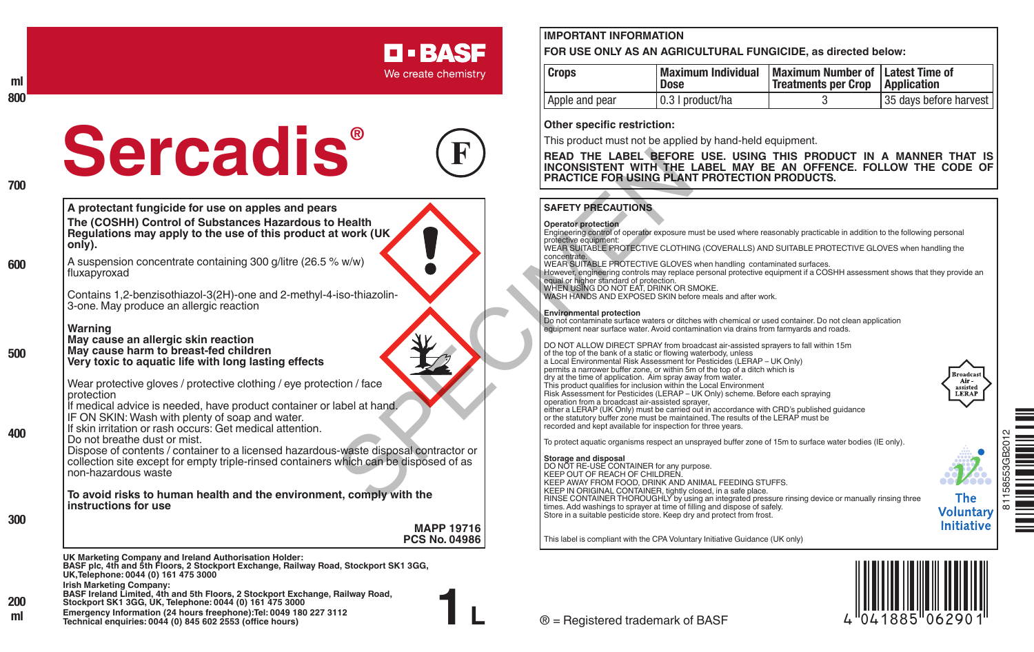BASF
We create chemistry

# Sercadis®

(F)

**A protectant fungicide for use on apples and pears**

**The (COSHH) Control of Substances Hazardous to Health Regulations may apply to the use of this product at work (UK only).**

A suspension concentrate containing 300 g/litre (26.5 % w/w) fluxapyroxad

Contains 1,2-benzisothiazol-3(2H)-one and 2-methyl-4-iso-thiazolin-3-one. May produce an allergic reaction

**Warning**
**May cause an allergic skin reaction**
**May cause harm to breast-fed children**
**Very toxic to aquatic life with long lasting effects**

Wear protective gloves / protective clothing / eye protection / face protection
If medical advice is needed, have product container or label at hand.
IF ON SKIN: Wash with plenty of soap and water.
If skin irritation or rash occurs: Get medical attention.
Do not breathe dust or mist.
Dispose of contents / container to a licensed hazardous-waste disposal contractor or collection site except for empty triple-rinsed containers which can be disposed of as non-hazardous waste

**To avoid risks to human health and the environment, comply with the instructions for use**

**MAPP 19716**
**PCS No. 04986**

**UK Marketing Company and Ireland Authorisation Holder:**
**BASF plc, 4th and 5th Floors, 2 Stockport Exchange, Railway Road, Stockport SK1 3GG, UK,Telephone: 0044 (0) 161 475 3000**
**Irish Marketing Company:**
**BASF Ireland Limited, 4th and 5th Floors, 2 Stockport Exchange, Railway Road, Stockport SK1 3GG, UK, Telephone: 0044 (0) 161 475 3000**
**Emergency Information (24 hours freephone):Tel: 0049 180 227 3112**
**Technical enquiries: 0044 (0) 845 602 2553 (office hours)**

**1 L**

## IMPORTANT INFORMATION

**FOR USE ONLY AS AN AGRICULTURAL FUNGICIDE, as directed below:**

| Crops | Maximum Individual Dose | Maximum Number of Treatments per Crop | Latest Time of Application |
|---|---|---|---|
| Apple and pear | 0.3 l product/ha | 3 | 35 days before harvest |

**Other specific restriction:**

This product must not be applied by hand-held equipment.

**READ THE LABEL BEFORE USE. USING THIS PRODUCT IN A MANNER THAT IS INCONSISTENT WITH THE LABEL MAY BE AN OFFENCE. FOLLOW THE CODE OF PRACTICE FOR USING PLANT PROTECTION PRODUCTS.**

## SAFETY PRECAUTIONS

**Operator protection**

Engineering control of operator exposure must be used where reasonably practicable in addition to the following personal protective equipment:
WEAR SUITABLE PROTECTIVE CLOTHING (COVERALLS) AND SUITABLE PROTECTIVE GLOVES when handling the concentrate.
WEAR SUITABLE PROTECTIVE GLOVES when handling contaminated surfaces.
However, engineering controls may replace personal protective equipment if a COSHH assessment shows that they provide an equal or higher standard of protection.
WHEN USING DO NOT EAT, DRINK OR SMOKE.
WASH HANDS AND EXPOSED SKIN before meals and after work.

**Environmental protection**

Do not contaminate surface waters or ditches with chemical or used container. Do not clean application equipment near surface water. Avoid contamination via drains from farmyards and roads.

DO NOT ALLOW DIRECT SPRAY from broadcast air-assisted sprayers to fall within 15m of the top of the bank of a static or flowing waterbody, unless a Local Environmental Risk Assessment for Pesticides (LERAP – UK Only) permits a narrower buffer zone, or within 5m of the top of a ditch which is dry at the time of application. Aim spray away from water.
This product qualifies for inclusion within the Local Environment Risk Assessment for Pesticides (LERAP – UK Only) scheme. Before each spraying operation from a broadcast air-assisted sprayer, either a LERAP (UK Only) must be carried out in accordance with CRD's published guidance or the statutory buffer zone must be maintained. The results of the LERAP must be recorded and kept available for inspection for three years.

Broadcast Air-assisted LERAP

To protect aquatic organisms respect an unsprayed buffer zone of 15m to surface water bodies (IE only).

**Storage and disposal**

DO NOT RE-USE CONTAINER for any purpose.
KEEP OUT OF REACH OF CHILDREN.
KEEP AWAY FROM FOOD, DRINK AND ANIMAL FEEDING STUFFS.
KEEP IN ORIGINAL CONTAINER, tightly closed, in a safe place.
RINSE CONTAINER THOROUGHLY by using an integrated pressure rinsing device or manually rinsing three times. Add washings to sprayer at time of filling and dispose of safely.
Store in a suitable pesticide store. Keep dry and protect from frost.

The Voluntary Initiative

This label is compliant with the CPA Voluntary Initiative Guidance (UK only)

® = Registered trademark of BASF

81158553GB2012

4 041885 062901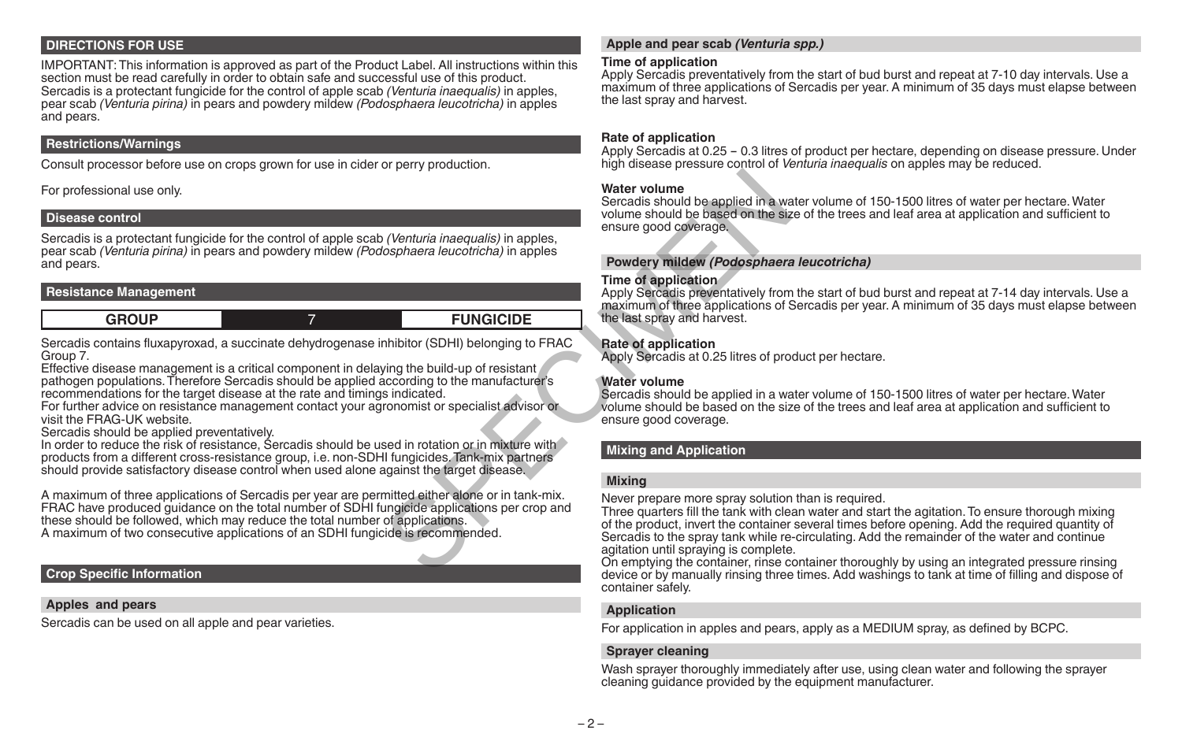## DIRECTIONS FOR USE

IMPORTANT: This information is approved as part of the Product Label. All instructions within this section must be read carefully in order to obtain safe and successful use of this product.
Sercadis is a protectant fungicide for the control of apple scab *(Venturia inaequalis)* in apples, pear scab *(Venturia pirina)* in pears and powdery mildew *(Podosphaera leucotricha)* in apples and pears.

### Restrictions/Warnings

Consult processor before use on crops grown for use in cider or perry production.

For professional use only.

### Disease control

Sercadis is a protectant fungicide for the control of apple scab *(Venturia inaequalis)* in apples, pear scab *(Venturia pirina)* in pears and powdery mildew *(Podosphaera leucotricha)* in apples and pears.

### Resistance Management

| GROUP | 7 | FUNGICIDE |
|---|---|---|

Sercadis contains fluxapyroxad, a succinate dehydrogenase inhibitor (SDHI) belonging to FRAC Group 7.
Effective disease management is a critical component in delaying the build-up of resistant pathogen populations. Therefore Sercadis should be applied according to the manufacturer's recommendations for the target disease at the rate and timings indicated.
For further advice on resistance management contact your agronomist or specialist advisor or visit the FRAG-UK website.
Sercadis should be applied preventatively.
In order to reduce the risk of resistance, Sercadis should be used in rotation or in mixture with products from a different cross-resistance group, i.e. non-SDHI fungicides. Tank-mix partners should provide satisfactory disease control when used alone against the target disease.

A maximum of three applications of Sercadis per year are permitted either alone or in tank-mix. FRAC have produced guidance on the total number of SDHI fungicide applications per crop and these should be followed, which may reduce the total number of applications.
A maximum of two consecutive applications of an SDHI fungicide is recommended.

### Crop Specific Information

#### Apples and pears

Sercadis can be used on all apple and pear varieties.

#### Apple and pear scab *(Venturia spp.)*

**Time of application**
Apply Sercadis preventatively from the start of bud burst and repeat at 7-10 day intervals. Use a maximum of three applications of Sercadis per year. A minimum of 35 days must elapse between the last spray and harvest.

**Rate of application**
Apply Sercadis at 0.25 – 0.3 litres of product per hectare, depending on disease pressure. Under high disease pressure control of *Venturia inaequalis* on apples may be reduced.

**Water volume**
Sercadis should be applied in a water volume of 150-1500 litres of water per hectare. Water volume should be based on the size of the trees and leaf area at application and sufficient to ensure good coverage.

#### Powdery mildew *(Podosphaera leucotricha)*

**Time of application**
Apply Sercadis preventatively from the start of bud burst and repeat at 7-14 day intervals. Use a maximum of three applications of Sercadis per year. A minimum of 35 days must elapse between the last spray and harvest.

**Rate of application**
Apply Sercadis at 0.25 litres of product per hectare.

**Water volume**
Sercadis should be applied in a water volume of 150-1500 litres of water per hectare. Water volume should be based on the size of the trees and leaf area at application and sufficient to ensure good coverage.

### Mixing and Application

#### Mixing

Never prepare more spray solution than is required.
Three quarters fill the tank with clean water and start the agitation. To ensure thorough mixing of the product, invert the container several times before opening. Add the required quantity of Sercadis to the spray tank while re-circulating. Add the remainder of the water and continue agitation until spraying is complete.
On emptying the container, rinse container thoroughly by using an integrated pressure rinsing device or by manually rinsing three times. Add washings to tank at time of filling and dispose of container safely.

#### Application

For application in apples and pears, apply as a MEDIUM spray, as defined by BCPC.

#### Sprayer cleaning

Wash sprayer thoroughly immediately after use, using clean water and following the sprayer cleaning guidance provided by the equipment manufacturer.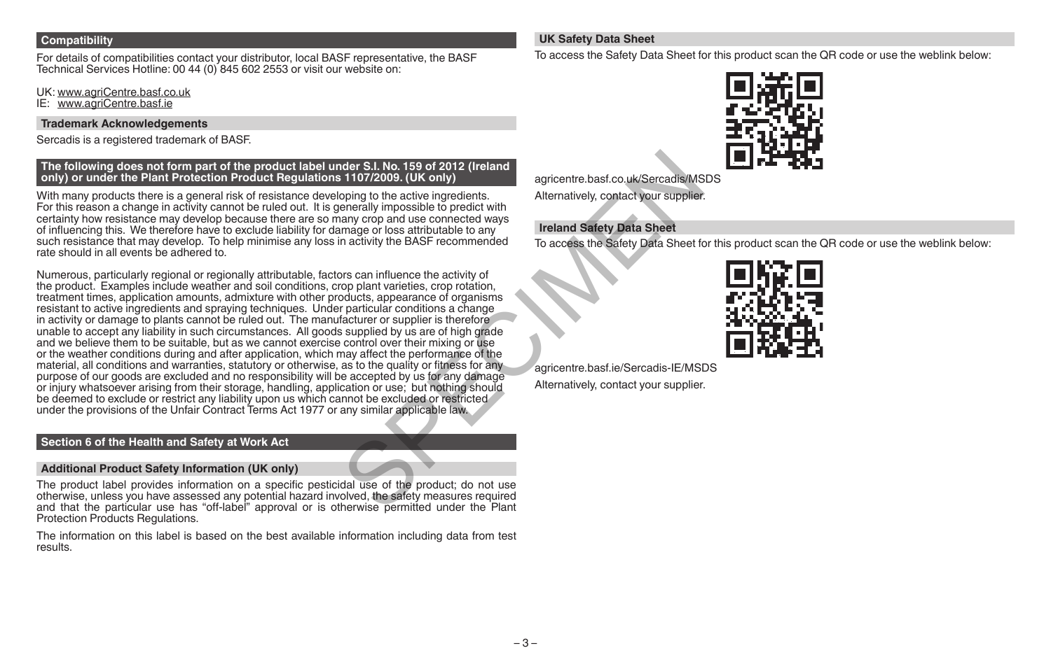## Compatibility

For details of compatibilities contact your distributor, local BASF representative, the BASF Technical Services Hotline: 00 44 (0) 845 602 2553 or visit our website on:

UK: www.agriCentre.basf.co.uk
IE: www.agriCentre.basf.ie

## Trademark Acknowledgements

Sercadis is a registered trademark of BASF.

## The following does not form part of the product label under S.I. No. 159 of 2012 (Ireland only) or under the Plant Protection Product Regulations 1107/2009. (UK only)

With many products there is a general risk of resistance developing to the active ingredients. For this reason a change in activity cannot be ruled out. It is generally impossible to predict with certainty how resistance may develop because there are so many crop and use connected ways of influencing this. We therefore have to exclude liability for damage or loss attributable to any such resistance that may develop. To help minimise any loss in activity the BASF recommended rate should in all events be adhered to.

Numerous, particularly regional or regionally attributable, factors can influence the activity of the product. Examples include weather and soil conditions, crop plant varieties, crop rotation, treatment times, application amounts, admixture with other products, appearance of organisms resistant to active ingredients and spraying techniques. Under particular conditions a change in activity or damage to plants cannot be ruled out. The manufacturer or supplier is therefore unable to accept any liability in such circumstances. All goods supplied by us are of high grade and we believe them to be suitable, but as we cannot exercise control over their mixing or use or the weather conditions during and after application, which may affect the performance of the material, all conditions and warranties, statutory or otherwise, as to the quality or fitness for any purpose of our goods are excluded and no responsibility will be accepted by us for any damage or injury whatsoever arising from their storage, handling, application or use; but nothing should be deemed to exclude or restrict any liability upon us which cannot be excluded or restricted under the provisions of the Unfair Contract Terms Act 1977 or any similar applicable law.

## Section 6 of the Health and Safety at Work Act

## Additional Product Safety Information (UK only)

The product label provides information on a specific pesticidal use of the product; do not use otherwise, unless you have assessed any potential hazard involved, the safety measures required and that the particular use has "off-label" approval or is otherwise permitted under the Plant Protection Products Regulations.

The information on this label is based on the best available information including data from test results.

## UK Safety Data Sheet

To access the Safety Data Sheet for this product scan the QR code or use the weblink below:

agricentre.basf.co.uk/Sercadis/MSDS

Alternatively, contact your supplier.

## Ireland Safety Data Sheet

To access the Safety Data Sheet for this product scan the QR code or use the weblink below:

agricentre.basf.ie/Sercadis-IE/MSDS

Alternatively, contact your supplier.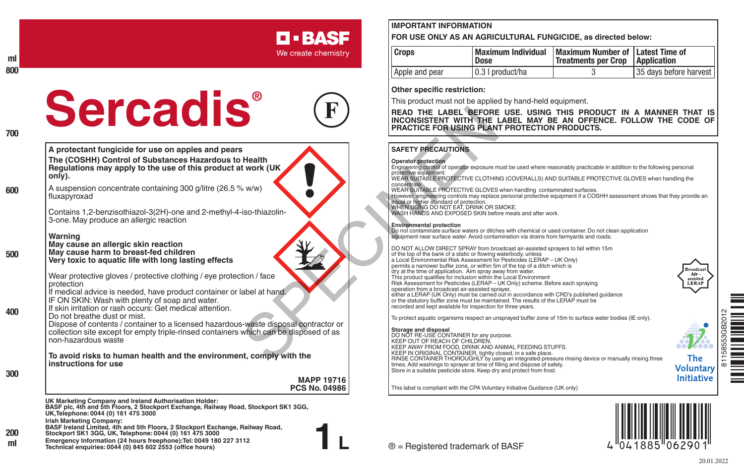ml
800

700

600

500

400

300

200
ml

**BASF**
We create chemistry

# Sercadis®

(F)

**A protectant fungicide for use on apples and pears**

**The (COSHH) Control of Substances Hazardous to Health Regulations may apply to the use of this product at work (UK only).**

A suspension concentrate containing 300 g/litre (26.5 % w/w) fluxapyroxad

Contains 1,2-benzisothiazol-3(2H)-one and 2-methyl-4-iso-thiazolin-3-one. May produce an allergic reaction

**Warning**
**May cause an allergic skin reaction**
**May cause harm to breast-fed children**
**Very toxic to aquatic life with long lasting effects**

Wear protective gloves / protective clothing / eye protection / face protection
If medical advice is needed, have product container or label at hand.
IF ON SKIN: Wash with plenty of soap and water.
If skin irritation or rash occurs: Get medical attention.
Do not breathe dust or mist.
Dispose of contents / container to a licensed hazardous-waste disposal contractor or collection site except for empty triple-rinsed containers which can be disposed of as non-hazardous waste

**To avoid risks to human health and the environment, comply with the instructions for use**

**MAPP 19716**
**PCS No. 04986**

**UK Marketing Company and Ireland Authorisation Holder:**
**BASF plc, 4th and 5th Floors, 2 Stockport Exchange, Railway Road, Stockport SK1 3GG, UK,Telephone: 0044 (0) 161 475 3000**
**Irish Marketing Company:**
**BASF Ireland Limited, 4th and 5th Floors, 2 Stockport Exchange, Railway Road, Stockport SK1 3GG, UK, Telephone: 0044 (0) 161 475 3000**
**Emergency Information (24 hours freephone):Tel: 0049 180 227 3112**
**Technical enquiries: 0044 (0) 845 602 2553 (office hours)**

**1 L**

**IMPORTANT INFORMATION**

**FOR USE ONLY AS AN AGRICULTURAL FUNGICIDE, as directed below:**

| Crops | Maximum Individual Dose | Maximum Number of Treatments per Crop | Latest Time of Application |
|---|---|---|---|
| Apple and pear | 0.3 l product/ha | 3 | 35 days before harvest |

**Other specific restriction:**

This product must not be applied by hand-held equipment.

**READ THE LABEL BEFORE USE. USING THIS PRODUCT IN A MANNER THAT IS INCONSISTENT WITH THE LABEL MAY BE AN OFFENCE. FOLLOW THE CODE OF PRACTICE FOR USING PLANT PROTECTION PRODUCTS.**

SPECIMEN

**SAFETY PRECAUTIONS**

**Operator protection**
Engineering control of operator exposure must be used where reasonably practicable in addition to the following personal protective equipment:
WEAR SUITABLE PROTECTIVE CLOTHING (COVERALLS) AND SUITABLE PROTECTIVE GLOVES when handling the concentrate.
WEAR SUITABLE PROTECTIVE GLOVES when handling contaminated surfaces.
However, engineering controls may replace personal protective equipment if a COSHH assessment shows that they provide an equal or higher standard of protection.
WHEN USING DO NOT EAT, DRINK OR SMOKE.
WASH HANDS AND EXPOSED SKIN before meals and after work.

**Environmental protection**
Do not contaminate surface waters or ditches with chemical or used container. Do not clean application equipment near surface water. Avoid contamination via drains from farmyards and roads.

DO NOT ALLOW DIRECT SPRAY from broadcast air-assisted sprayers to fall within 15m of the top of the bank of a static or flowing waterbody, unless a Local Environmental Risk Assessment for Pesticides (LERAP – UK Only) permits a narrower buffer zone, or within 5m of the top of a ditch which is dry at the time of application. Aim spray away from water.
This product qualifies for inclusion within the Local Environment Risk Assessment for Pesticides (LERAP – UK Only) scheme. Before each spraying operation from a broadcast air-assisted sprayer, either a LERAP (UK Only) must be carried out in accordance with CRD's published guidance or the statutory buffer zone must be maintained. The results of the LERAP must be recorded and kept available for inspection for three years.

Broadcast Air-assisted LERAP

To protect aquatic organisms respect an unsprayed buffer zone of 15m to surface water bodies (IE only).

**Storage and disposal**
DO NOT RE-USE CONTAINER for any purpose.
KEEP OUT OF REACH OF CHILDREN.
KEEP AWAY FROM FOOD, DRINK AND ANIMAL FEEDING STUFFS.
KEEP IN ORIGINAL CONTAINER, tightly closed, in a safe place.
RINSE CONTAINER THOROUGHLY by using an integrated pressure rinsing device or manually rinsing three times. Add washings to sprayer at time of filling and dispose of safely.
Store in a suitable pesticide store. Keep dry and protect from frost.

The Voluntary Initiative

This label is compliant with the CPA Voluntary Initiative Guidance (UK only)

® = Registered trademark of BASF

81158553GB2012

4 041885 062901

20.01.2022